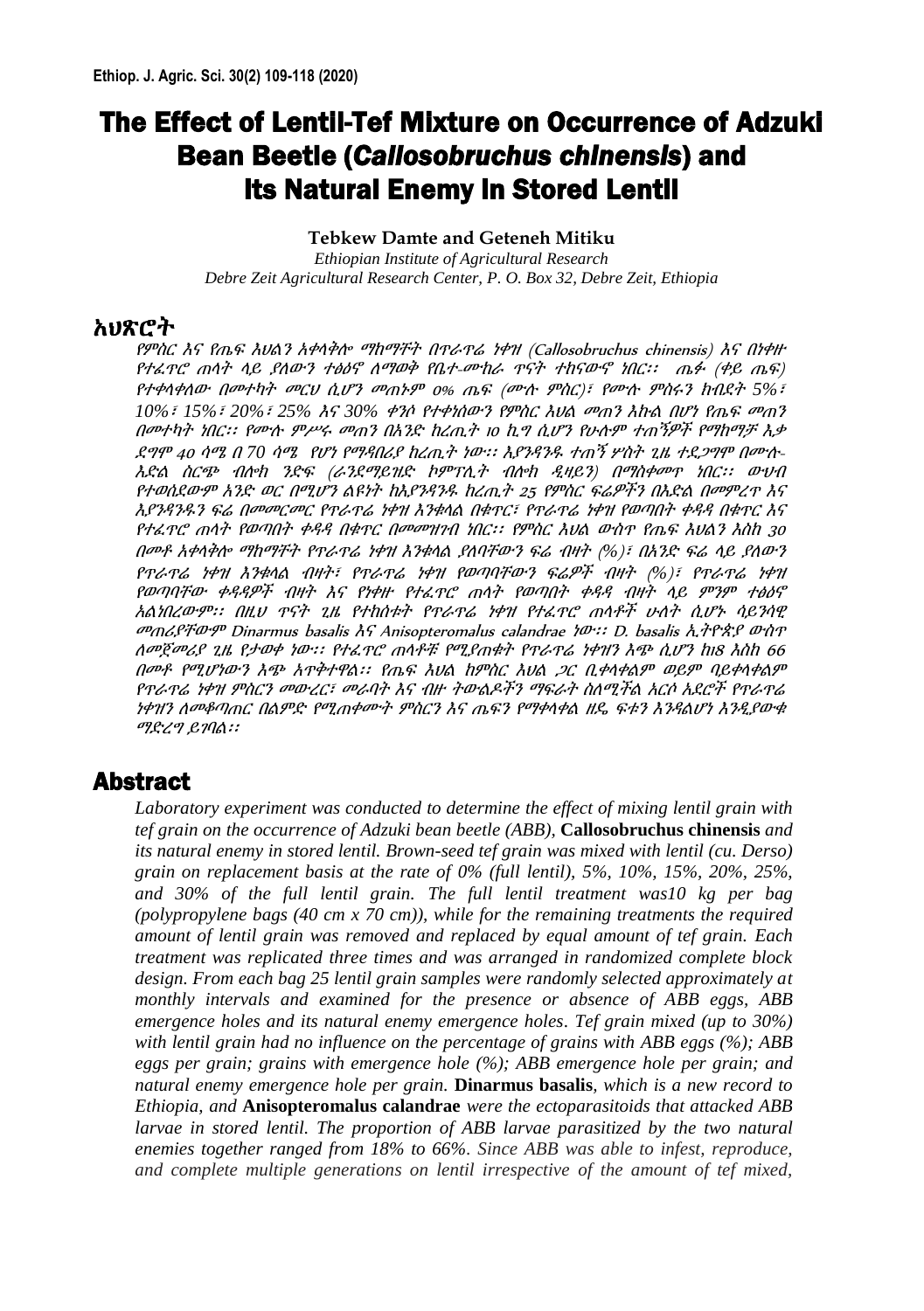# The Effect of Lentil-Tef Mixture on Occurrence of Adzuki Bean Beetle (*Callosobruchus chinensis*) and Its Natural Enemy in Stored Lentil

**Tebkew Damte and Geteneh Mitiku**

*Ethiopian Institute of Agricultural Research*
*Debre Zeit Agricultural Research Center, P. O. Box 32, Debre Zeit, Ethiopia*

## አህጽሮት

*የምስር እና የጤፍ እህልን አቀላቅሎ ማከማቸት በጥራጥሬ ነቀዝ (Callosobruchus chinensis) እና በነቀዙ የተፈጥሮ ጠላት ላይ ያለውን ተፅዕኖ ለማወቅ የቤተ-ሙከራ ጥናት ተከናውኖ ነበር፡፡ ጤፉ (ቀይ ጤፍ) የተቀላቀለው በመተካት መርህ ሲሆን መጠኑም 0% ጤፍ (ሙሉ ምስር)፣ የሙሉ ምስሩን ክብደት 5%፣ 10%፣ 15%፣ 20%፣ 25% እና 30% ቀንሶ የተቀነሰውን የምስር እህል መጠን እኩል በሆነ የጤፍ መጠን በመተካት ነበር፡፡ የሙሉ ምሥሩ መጠን በአንድ ከረጢት 10 ኪግ ሲሆን የሁሉም ተጠኝዎች የማከማቻ እቃ ደግሞ 40 ሳሜ በ 70 ሳሜ የሆነ የማዳበሪያ ከረጢት ነው፡፡ እያንዳንዱ ተጠኝ ሦስት ጊዜ ተደጋግሞ በሙሉ-እድል ስርጭ ብሎክ ንድፍ (ራንደማይዝድ ኮምፕሊት ብሎክ ዲዛይን) በማስቀመጥ ነበር፡፡ ውህብ የተወሰደውም አንድ ወር በሚሆን ልዩነት ከእያንዳንዱ ከረጢት 25 የምስር ፍሬዎችን በእድል በመምረጥ እና እያንዳንዱን ፍሬ በመመርመር የጥራጥሬ ነቀዝ እንቁላል በቁጥር፣ የጥራጥሬ ነቀዝ የወጣበት ቀዳዳ በቁጥር እና የተፈጥሮ ጠላት የወጣበት ቀዳዳ በቁጥር በመመዝገብ ነበር፡፡ የምስር እህል ውስጥ የጤፍ እህልን እስከ 30 በመቶ አቀላቅሎ ማከማቸት የጥራጥሬ ነቀዝ እንቁላል ያለባቸውን ፍሬ ብዛት (%)፣ በአንድ ፍሬ ላይ ያለውን የጥራጥሬ ነቀዝ እንቁላል ብዛት፣ የጥራጥሬ ነቀዝ የወጣባቸውን ፍሬዎች ብዛት (%)፣ የጥራጥሬ ነቀዝ የወጣባቸው ቀዳዳዎች ብዛት እና የነቀዙ የተፈጥሮ ጠላት የወጣበት ቀዳዳ ብዛት ላይ ምንም ተፅዕኖ አልነበረውም፡፡ በዚህ ጥናት ጊዜ የተከሰቱት የጥራጥሬ ነቀዝ የተፈጥሮ ጠላቶች ሁለት ሲሆኑ ሳይንሳዊ መጠሪያቸውም Dinarmus basalis እና Anisopteromalus calandrae ነው፡፡ D. basalis ኢትዮጵያ ውስጥ ለመጀመሪያ ጊዜ የታወቀ ነው፡፡ የተፈጥሮ ጠላቶቹ የሚያጠቁት የጥራጥሬ ነቀዝን እጭ ሲሆን ከ18 እስከ 66 በመቶ የሚሆነውን እጭ አጥቅተዋል፡፡ የጤፍ እህል ከምስር እህል ጋር ቢቀላቀልም ወይም ባይቀላቀልም የጥራጥሬ ነቀዝ ምስርን መውረር፣ መራባት እና ብዙ ትውልዶችን ማፍራት ስለሚችል አርሶ አደሮች የጥራጥሬ ነቀዝን ለመቆጣጠር በልምድ የሚጠቀሙት ምስርን እና ጤፍን የማቀላቀል ዘዴ ፍቱን እንዳልሆነ እንዲያውቁ ማድረግ ይገባል፡፡*

## Abstract

*Laboratory experiment was conducted to determine the effect of mixing lentil grain with tef grain on the occurrence of Adzuki bean beetle (ABB),* ***Callosobruchus chinensis*** *and its natural enemy in stored lentil. Brown-seed tef grain was mixed with lentil (cu. Derso) grain on replacement basis at the rate of 0% (full lentil), 5%, 10%, 15%, 20%, 25%, and 30% of the full lentil grain. The full lentil treatment was10 kg per bag (polypropylene bags (40 cm x 70 cm)), while for the remaining treatments the required amount of lentil grain was removed and replaced by equal amount of tef grain. Each treatment was replicated three times and was arranged in randomized complete block design. From each bag 25 lentil grain samples were randomly selected approximately at monthly intervals and examined for the presence or absence of ABB eggs, ABB emergence holes and its natural enemy emergence holes. Tef grain mixed (up to 30%) with lentil grain had no influence on the percentage of grains with ABB eggs (%); ABB eggs per grain; grains with emergence hole (%); ABB emergence hole per grain; and natural enemy emergence hole per grain.* ***Dinarmus basalis****, which is a new record to Ethiopia, and* ***Anisopteromalus calandrae*** *were the ectoparasitoids that attacked ABB larvae in stored lentil. The proportion of ABB larvae parasitized by the two natural enemies together ranged from 18% to 66%. Since ABB was able to infest, reproduce, and complete multiple generations on lentil irrespective of the amount of tef mixed,*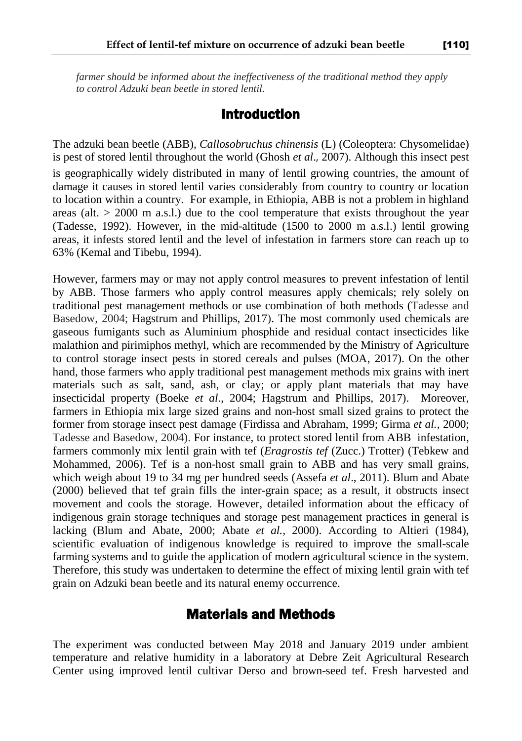*farmer should be informed about the ineffectiveness of the traditional method they apply to control Adzuki bean beetle in stored lentil.*

## Introduction

The adzuki bean beetle (ABB), *Callosobruchus chinensis* (L) (Coleoptera: Chysomelidae) is pest of stored lentil throughout the world (Ghosh *et al*., 2007). Although this insect pest is geographically widely distributed in many of lentil growing countries, the amount of damage it causes in stored lentil varies considerably from country to country or location to location within a country. For example, in Ethiopia, ABB is not a problem in highland areas (alt. > 2000 m a.s.l.) due to the cool temperature that exists throughout the year (Tadesse, 1992). However, in the mid-altitude (1500 to 2000 m a.s.l.) lentil growing areas, it infests stored lentil and the level of infestation in farmers store can reach up to 63% (Kemal and Tibebu, 1994).

However, farmers may or may not apply control measures to prevent infestation of lentil by ABB. Those farmers who apply control measures apply chemicals; rely solely on traditional pest management methods or use combination of both methods (Tadesse and Basedow, 2004; Hagstrum and Phillips, 2017). The most commonly used chemicals are gaseous fumigants such as Aluminium phosphide and residual contact insecticides like malathion and pirimiphos methyl, which are recommended by the Ministry of Agriculture to control storage insect pests in stored cereals and pulses (MOA, 2017). On the other hand, those farmers who apply traditional pest management methods mix grains with inert materials such as salt, sand, ash, or clay; or apply plant materials that may have insecticidal property (Boeke *et al*., 2004; Hagstrum and Phillips, 2017). Moreover, farmers in Ethiopia mix large sized grains and non-host small sized grains to protect the former from storage insect pest damage (Firdissa and Abraham, 1999; Girma *et al.*, 2000; Tadesse and Basedow, 2004). For instance, to protect stored lentil from ABB infestation, farmers commonly mix lentil grain with tef (*Eragrostis tef* (Zucc.) Trotter) (Tebkew and Mohammed, 2006). Tef is a non-host small grain to ABB and has very small grains, which weigh about 19 to 34 mg per hundred seeds (Assefa *et al*., 2011). Blum and Abate (2000) believed that tef grain fills the inter-grain space; as a result, it obstructs insect movement and cools the storage. However, detailed information about the efficacy of indigenous grain storage techniques and storage pest management practices in general is lacking (Blum and Abate, 2000; Abate *et al.*, 2000). According to Altieri (1984), scientific evaluation of indigenous knowledge is required to improve the small-scale farming systems and to guide the application of modern agricultural science in the system. Therefore, this study was undertaken to determine the effect of mixing lentil grain with tef grain on Adzuki bean beetle and its natural enemy occurrence.

## Materials and Methods

The experiment was conducted between May 2018 and January 2019 under ambient temperature and relative humidity in a laboratory at Debre Zeit Agricultural Research Center using improved lentil cultivar Derso and brown-seed tef. Fresh harvested and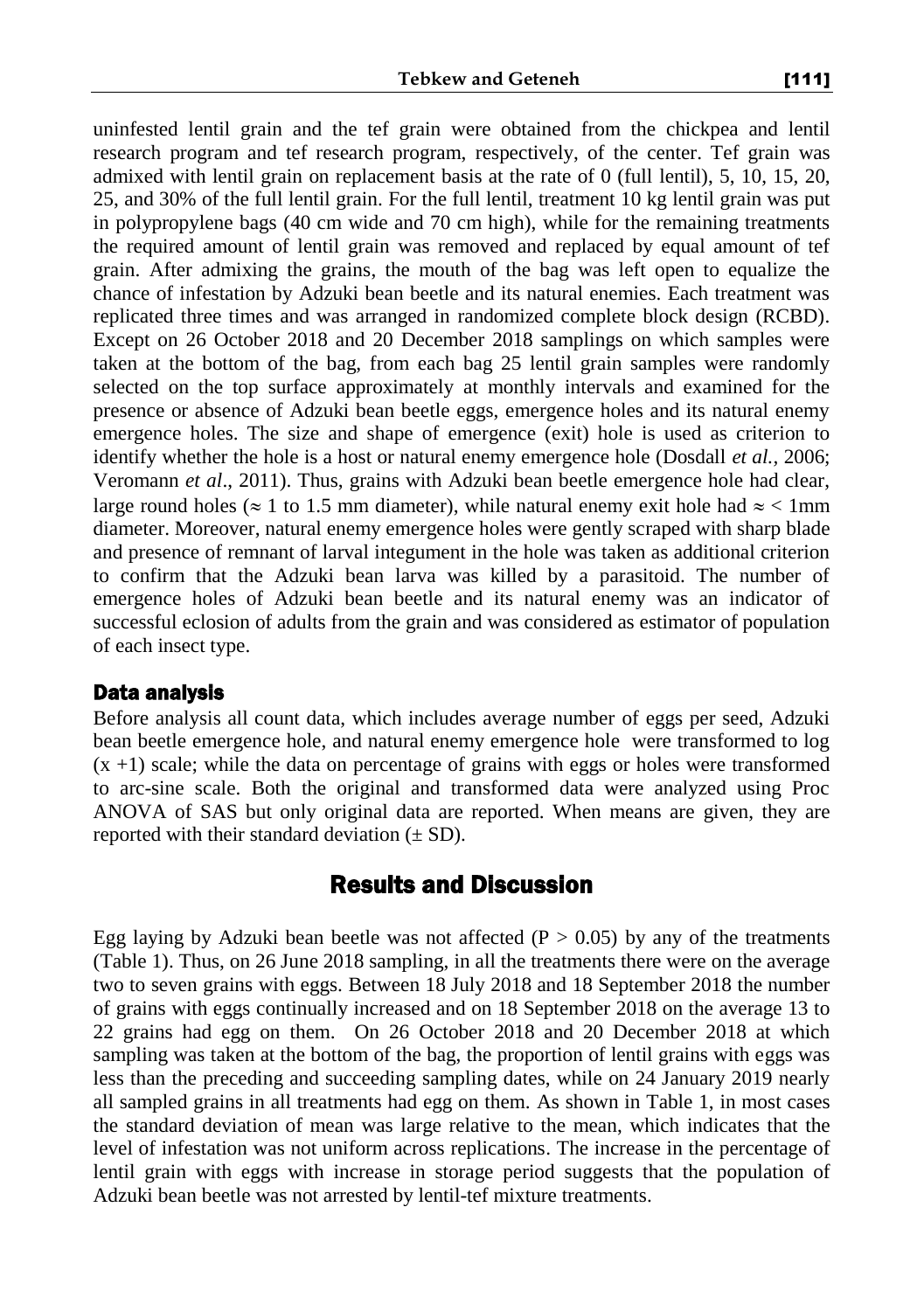uninfested lentil grain and the tef grain were obtained from the chickpea and lentil research program and tef research program, respectively, of the center. Tef grain was admixed with lentil grain on replacement basis at the rate of 0 (full lentil), 5, 10, 15, 20, 25, and 30% of the full lentil grain. For the full lentil, treatment 10 kg lentil grain was put in polypropylene bags (40 cm wide and 70 cm high), while for the remaining treatments the required amount of lentil grain was removed and replaced by equal amount of tef grain. After admixing the grains, the mouth of the bag was left open to equalize the chance of infestation by Adzuki bean beetle and its natural enemies. Each treatment was replicated three times and was arranged in randomized complete block design (RCBD). Except on 26 October 2018 and 20 December 2018 samplings on which samples were taken at the bottom of the bag, from each bag 25 lentil grain samples were randomly selected on the top surface approximately at monthly intervals and examined for the presence or absence of Adzuki bean beetle eggs, emergence holes and its natural enemy emergence holes. The size and shape of emergence (exit) hole is used as criterion to identify whether the hole is a host or natural enemy emergence hole (Dosdall *et al.*, 2006; Veromann *et al*., 2011). Thus, grains with Adzuki bean beetle emergence hole had clear, large round holes ($\approx$ 1 to 1.5 mm diameter), while natural enemy exit hole had $\approx$ < 1mm diameter. Moreover, natural enemy emergence holes were gently scraped with sharp blade and presence of remnant of larval integument in the hole was taken as additional criterion to confirm that the Adzuki bean larva was killed by a parasitoid. The number of emergence holes of Adzuki bean beetle and its natural enemy was an indicator of successful eclosion of adults from the grain and was considered as estimator of population of each insect type.

### Data analysis

Before analysis all count data, which includes average number of eggs per seed, Adzuki bean beetle emergence hole, and natural enemy emergence hole were transformed to log (x +1) scale; while the data on percentage of grains with eggs or holes were transformed to arc-sine scale. Both the original and transformed data were analyzed using Proc ANOVA of SAS but only original data are reported. When means are given, they are reported with their standard deviation (± SD).

## Results and Discussion

Egg laying by Adzuki bean beetle was not affected ($P > 0.05$) by any of the treatments (Table 1). Thus, on 26 June 2018 sampling, in all the treatments there were on the average two to seven grains with eggs. Between 18 July 2018 and 18 September 2018 the number of grains with eggs continually increased and on 18 September 2018 on the average 13 to 22 grains had egg on them. On 26 October 2018 and 20 December 2018 at which sampling was taken at the bottom of the bag, the proportion of lentil grains with eggs was less than the preceding and succeeding sampling dates, while on 24 January 2019 nearly all sampled grains in all treatments had egg on them. As shown in Table 1, in most cases the standard deviation of mean was large relative to the mean, which indicates that the level of infestation was not uniform across replications. The increase in the percentage of lentil grain with eggs with increase in storage period suggests that the population of Adzuki bean beetle was not arrested by lentil-tef mixture treatments.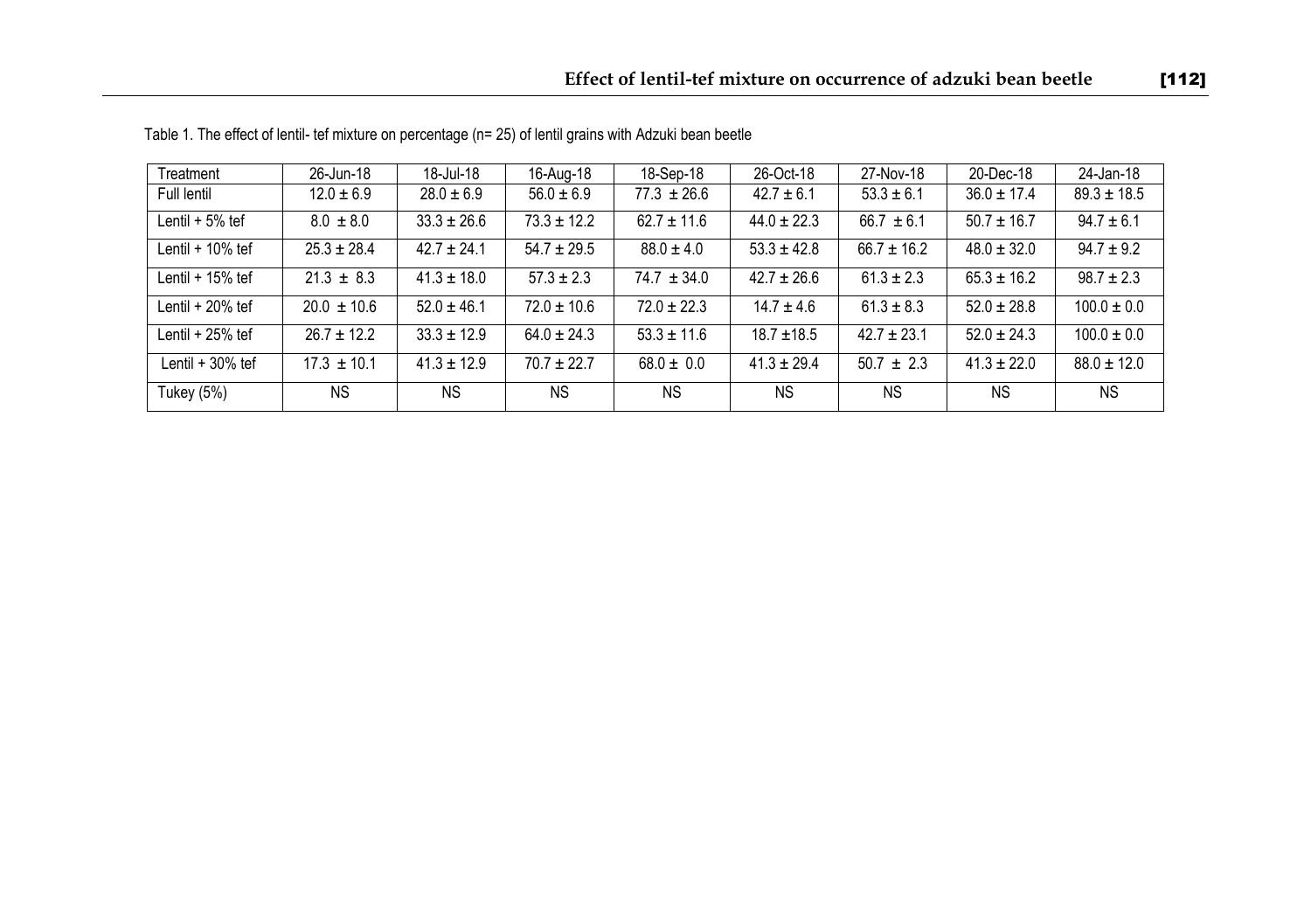Table 1. The effect of lentil- tef mixture on percentage (n= 25) of lentil grains with Adzuki bean beetle

| Treatment | 26-Jun-18 | 18-Jul-18 | 16-Aug-18 | 18-Sep-18 | 26-Oct-18 | 27-Nov-18 | 20-Dec-18 | 24-Jan-18 |
|---|---|---|---|---|---|---|---|---|
| Full lentil | 12.0 ± 6.9 | 28.0 ± 6.9 | 56.0 ± 6.9 | 77.3 ± 26.6 | 42.7 ± 6.1 | 53.3 ± 6.1 | 36.0 ± 17.4 | 89.3 ± 18.5 |
| Lentil + 5% tef | 8.0 ± 8.0 | 33.3 ± 26.6 | 73.3 ± 12.2 | 62.7 ± 11.6 | 44.0 ± 22.3 | 66.7 ± 6.1 | 50.7 ± 16.7 | 94.7 ± 6.1 |
| Lentil + 10% tef | 25.3 ± 28.4 | 42.7 ± 24.1 | 54.7 ± 29.5 | 88.0 ± 4.0 | 53.3 ± 42.8 | 66.7 ± 16.2 | 48.0 ± 32.0 | 94.7 ± 9.2 |
| Lentil + 15% tef | 21.3 ± 8.3 | 41.3 ± 18.0 | 57.3 ± 2.3 | 74.7 ± 34.0 | 42.7 ± 26.6 | 61.3 ± 2.3 | 65.3 ± 16.2 | 98.7 ± 2.3 |
| Lentil + 20% tef | 20.0 ± 10.6 | 52.0 ± 46.1 | 72.0 ± 10.6 | 72.0 ± 22.3 | 14.7 ± 4.6 | 61.3 ± 8.3 | 52.0 ± 28.8 | 100.0 ± 0.0 |
| Lentil + 25% tef | 26.7 ± 12.2 | 33.3 ± 12.9 | 64.0 ± 24.3 | 53.3 ± 11.6 | 18.7 ±18.5 | 42.7 ± 23.1 | 52.0 ± 24.3 | 100.0 ± 0.0 |
| Lentil + 30% tef | 17.3 ± 10.1 | 41.3 ± 12.9 | 70.7 ± 22.7 | 68.0 ± 0.0 | 41.3 ± 29.4 | 50.7 ± 2.3 | 41.3 ± 22.0 | 88.0 ± 12.0 |
| Tukey (5%) | NS | NS | NS | NS | NS | NS | NS | NS |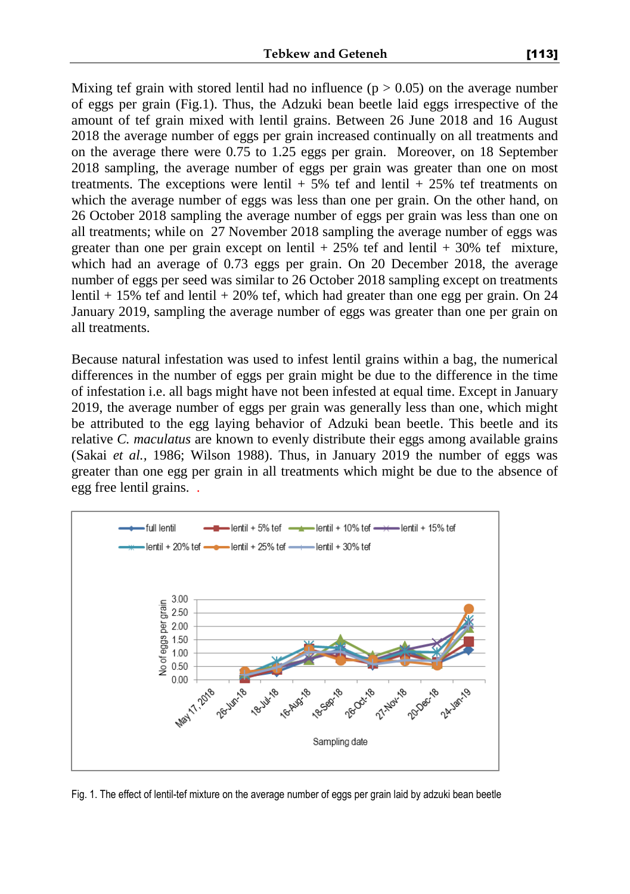Mixing tef grain with stored lentil had no influence ($p > 0.05$) on the average number of eggs per grain (Fig.1). Thus, the Adzuki bean beetle laid eggs irrespective of the amount of tef grain mixed with lentil grains. Between 26 June 2018 and 16 August 2018 the average number of eggs per grain increased continually on all treatments and on the average there were 0.75 to 1.25 eggs per grain. Moreover, on 18 September 2018 sampling, the average number of eggs per grain was greater than one on most treatments. The exceptions were lentil + 5% tef and lentil + 25% tef treatments on which the average number of eggs was less than one per grain. On the other hand, on 26 October 2018 sampling the average number of eggs per grain was less than one on all treatments; while on 27 November 2018 sampling the average number of eggs was greater than one per grain except on lentil + 25% tef and lentil + 30% tef mixture, which had an average of 0.73 eggs per grain. On 20 December 2018, the average number of eggs per seed was similar to 26 October 2018 sampling except on treatments lentil + 15% tef and lentil + 20% tef, which had greater than one egg per grain. On 24 January 2019, sampling the average number of eggs was greater than one per grain on all treatments.

Because natural infestation was used to infest lentil grains within a bag, the numerical differences in the number of eggs per grain might be due to the difference in the time of infestation i.e. all bags might have not been infested at equal time. Except in January 2019, the average number of eggs per grain was generally less than one, which might be attributed to the egg laying behavior of Adzuki bean beetle. This beetle and its relative *C. maculatus* are known to evenly distribute their eggs among available grains (Sakai *et al.*, 1986; Wilson 1988). Thus, in January 2019 the number of eggs was greater than one egg per grain in all treatments which might be due to the absence of egg free lentil grains.

Fig. 1. The effect of lentil-tef mixture on the average number of eggs per grain laid by adzuki bean beetle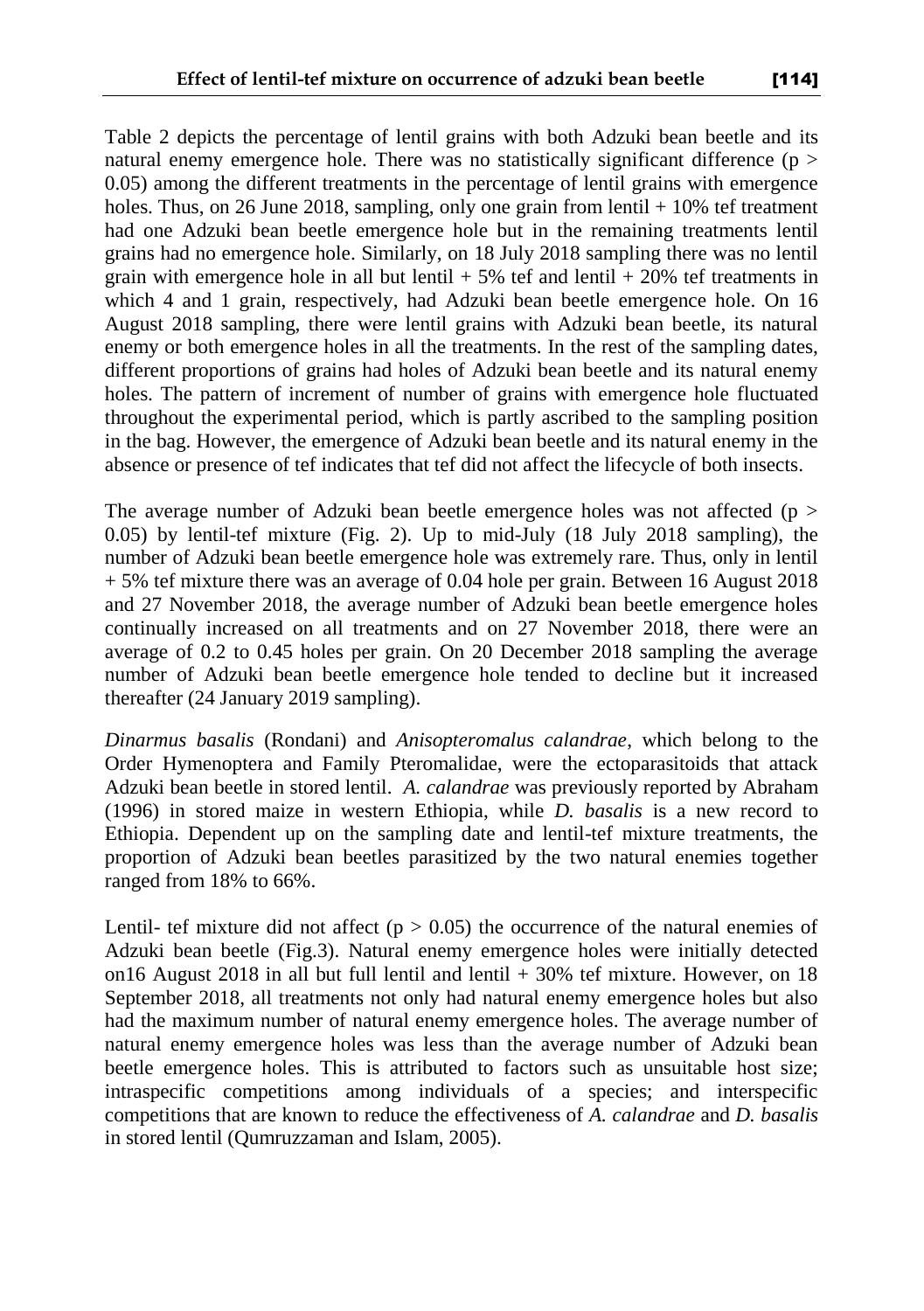Table 2 depicts the percentage of lentil grains with both Adzuki bean beetle and its natural enemy emergence hole. There was no statistically significant difference ($p > 0.05$) among the different treatments in the percentage of lentil grains with emergence holes. Thus, on 26 June 2018, sampling, only one grain from lentil + 10% tef treatment had one Adzuki bean beetle emergence hole but in the remaining treatments lentil grains had no emergence hole. Similarly, on 18 July 2018 sampling there was no lentil grain with emergence hole in all but lentil + 5% tef and lentil + 20% tef treatments in which 4 and 1 grain, respectively, had Adzuki bean beetle emergence hole. On 16 August 2018 sampling, there were lentil grains with Adzuki bean beetle, its natural enemy or both emergence holes in all the treatments. In the rest of the sampling dates, different proportions of grains had holes of Adzuki bean beetle and its natural enemy holes. The pattern of increment of number of grains with emergence hole fluctuated throughout the experimental period, which is partly ascribed to the sampling position in the bag. However, the emergence of Adzuki bean beetle and its natural enemy in the absence or presence of tef indicates that tef did not affect the lifecycle of both insects.

The average number of Adzuki bean beetle emergence holes was not affected ($p > 0.05$) by lentil-tef mixture (Fig. 2). Up to mid-July (18 July 2018 sampling), the number of Adzuki bean beetle emergence hole was extremely rare. Thus, only in lentil + 5% tef mixture there was an average of 0.04 hole per grain. Between 16 August 2018 and 27 November 2018, the average number of Adzuki bean beetle emergence holes continually increased on all treatments and on 27 November 2018, there were an average of 0.2 to 0.45 holes per grain. On 20 December 2018 sampling the average number of Adzuki bean beetle emergence hole tended to decline but it increased thereafter (24 January 2019 sampling).

*Dinarmus basalis* (Rondani) and *Anisopteromalus calandrae*, which belong to the Order Hymenoptera and Family Pteromalidae, were the ectoparasitoids that attack Adzuki bean beetle in stored lentil. *A. calandrae* was previously reported by Abraham (1996) in stored maize in western Ethiopia, while *D. basalis* is a new record to Ethiopia. Dependent up on the sampling date and lentil-tef mixture treatments, the proportion of Adzuki bean beetles parasitized by the two natural enemies together ranged from 18% to 66%.

Lentil- tef mixture did not affect ($p > 0.05$) the occurrence of the natural enemies of Adzuki bean beetle (Fig.3). Natural enemy emergence holes were initially detected on16 August 2018 in all but full lentil and lentil + 30% tef mixture. However, on 18 September 2018, all treatments not only had natural enemy emergence holes but also had the maximum number of natural enemy emergence holes. The average number of natural enemy emergence holes was less than the average number of Adzuki bean beetle emergence holes. This is attributed to factors such as unsuitable host size; intraspecific competitions among individuals of a species; and interspecific competitions that are known to reduce the effectiveness of *A. calandrae* and *D. basalis* in stored lentil (Qumruzzaman and Islam, 2005).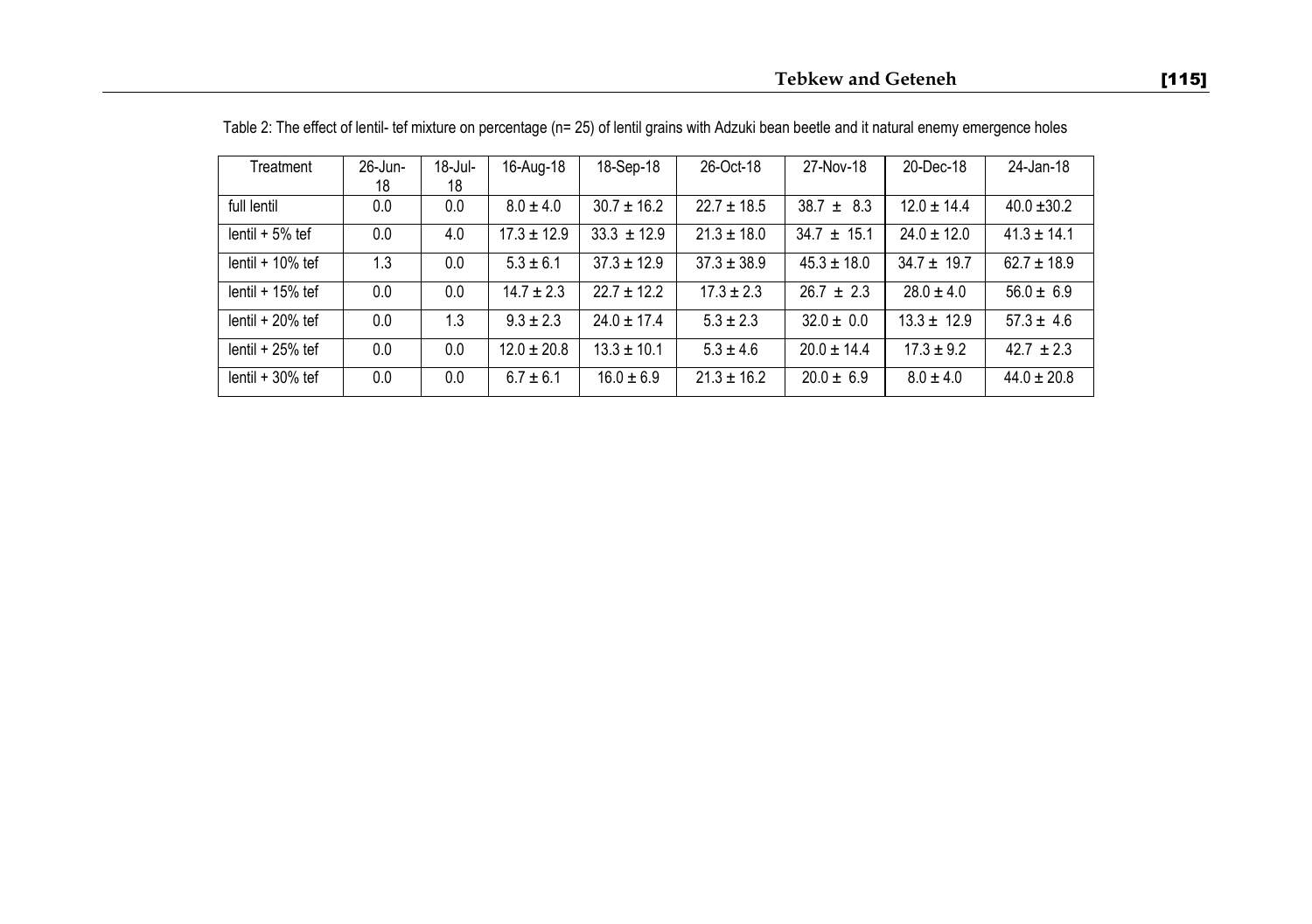Table 2: The effect of lentil- tef mixture on percentage (n= 25) of lentil grains with Adzuki bean beetle and it natural enemy emergence holes

| Treatment | 26-Jun-18 | 18-Jul-18 | 16-Aug-18 | 18-Sep-18 | 26-Oct-18 | 27-Nov-18 | 20-Dec-18 | 24-Jan-18 |
|---|---|---|---|---|---|---|---|---|
| full lentil | 0.0 | 0.0 | 8.0 ± 4.0 | 30.7 ± 16.2 | 22.7 ± 18.5 | 38.7 ± 8.3 | 12.0 ± 14.4 | 40.0 ±30.2 |
| lentil + 5% tef | 0.0 | 4.0 | 17.3 ± 12.9 | 33.3 ± 12.9 | 21.3 ± 18.0 | 34.7 ± 15.1 | 24.0 ± 12.0 | 41.3 ± 14.1 |
| lentil + 10% tef | 1.3 | 0.0 | 5.3 ± 6.1 | 37.3 ± 12.9 | 37.3 ± 38.9 | 45.3 ± 18.0 | 34.7 ± 19.7 | 62.7 ± 18.9 |
| lentil + 15% tef | 0.0 | 0.0 | 14.7 ± 2.3 | 22.7 ± 12.2 | 17.3 ± 2.3 | 26.7 ± 2.3 | 28.0 ± 4.0 | 56.0 ± 6.9 |
| lentil + 20% tef | 0.0 | 1.3 | 9.3 ± 2.3 | 24.0 ± 17.4 | 5.3 ± 2.3 | 32.0 ± 0.0 | 13.3 ± 12.9 | 57.3 ± 4.6 |
| lentil + 25% tef | 0.0 | 0.0 | 12.0 ± 20.8 | 13.3 ± 10.1 | 5.3 ± 4.6 | 20.0 ± 14.4 | 17.3 ± 9.2 | 42.7 ± 2.3 |
| lentil + 30% tef | 0.0 | 0.0 | 6.7 ± 6.1 | 16.0 ± 6.9 | 21.3 ± 16.2 | 20.0 ± 6.9 | 8.0 ± 4.0 | 44.0 ± 20.8 |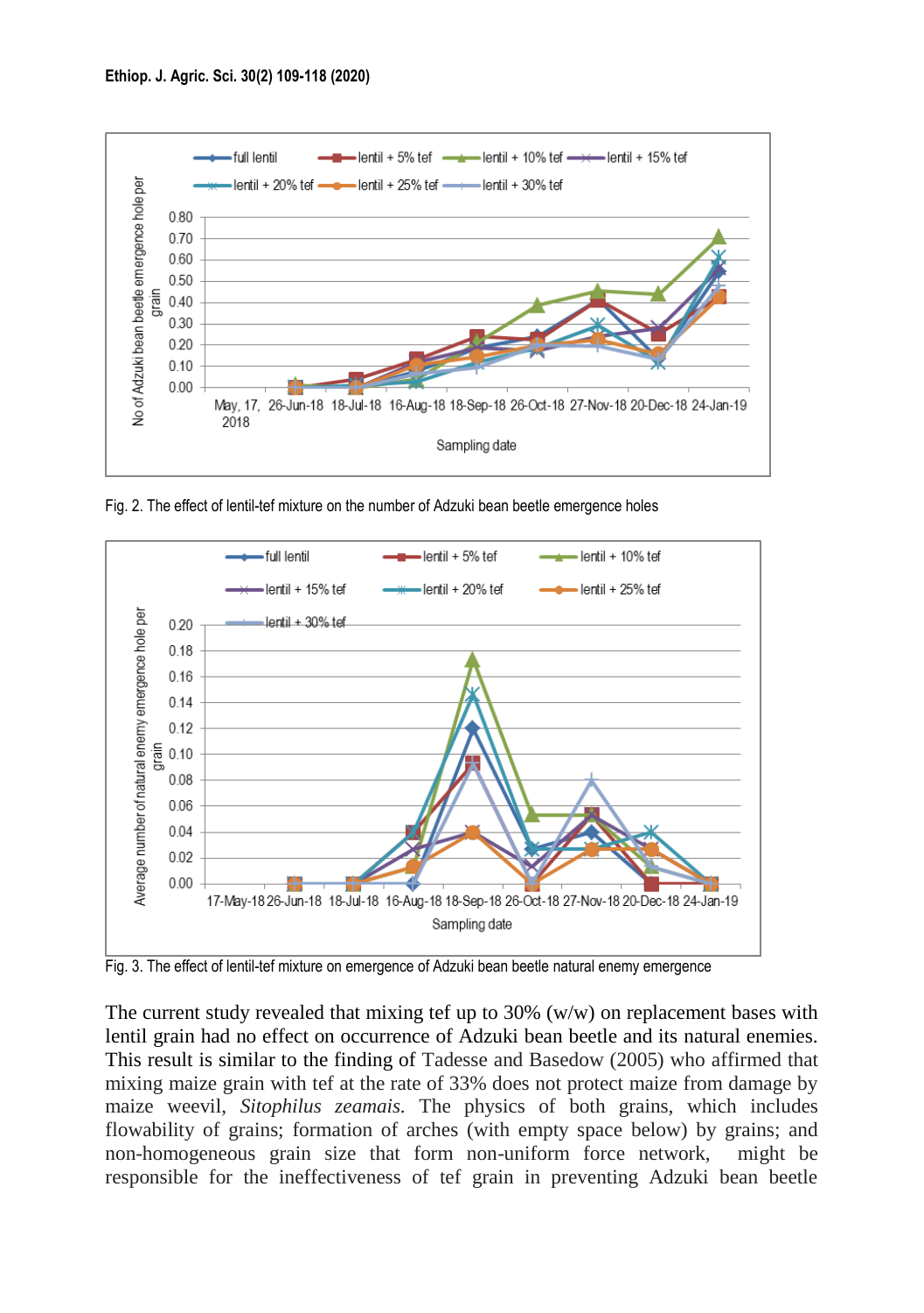Fig. 2. The effect of lentil-tef mixture on the number of Adzuki bean beetle emergence holes

Fig. 3. The effect of lentil-tef mixture on emergence of Adzuki bean beetle natural enemy emergence

The current study revealed that mixing tef up to 30% (w/w) on replacement bases with lentil grain had no effect on occurrence of Adzuki bean beetle and its natural enemies. This result is similar to the finding of Tadesse and Basedow (2005) who affirmed that mixing maize grain with tef at the rate of 33% does not protect maize from damage by maize weevil, *Sitophilus zeamais*. The physics of both grains, which includes flowability of grains; formation of arches (with empty space below) by grains; and non-homogeneous grain size that form non-uniform force network, might be responsible for the ineffectiveness of tef grain in preventing Adzuki bean beetle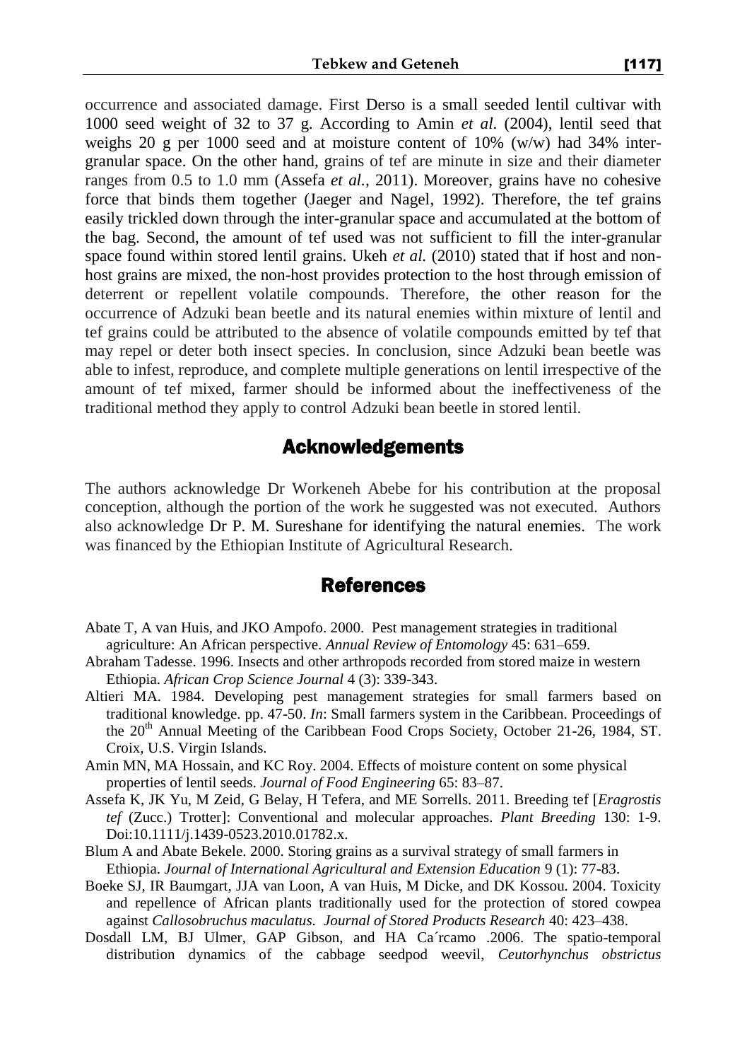occurrence and associated damage. First Derso is a small seeded lentil cultivar with 1000 seed weight of 32 to 37 g. According to Amin *et al.* (2004), lentil seed that weighs 20 g per 1000 seed and at moisture content of 10% (w/w) had 34% inter-granular space. On the other hand, grains of tef are minute in size and their diameter ranges from 0.5 to 1.0 mm (Assefa *et al.*, 2011). Moreover, grains have no cohesive force that binds them together (Jaeger and Nagel, 1992). Therefore, the tef grains easily trickled down through the inter-granular space and accumulated at the bottom of the bag. Second, the amount of tef used was not sufficient to fill the inter-granular space found within stored lentil grains. Ukeh *et al.* (2010) stated that if host and non-host grains are mixed, the non-host provides protection to the host through emission of deterrent or repellent volatile compounds. Therefore, the other reason for the occurrence of Adzuki bean beetle and its natural enemies within mixture of lentil and tef grains could be attributed to the absence of volatile compounds emitted by tef that may repel or deter both insect species. In conclusion, since Adzuki bean beetle was able to infest, reproduce, and complete multiple generations on lentil irrespective of the amount of tef mixed, farmer should be informed about the ineffectiveness of the traditional method they apply to control Adzuki bean beetle in stored lentil.

## Acknowledgements

The authors acknowledge Dr Workeneh Abebe for his contribution at the proposal conception, although the portion of the work he suggested was not executed. Authors also acknowledge Dr P. M. Sureshane for identifying the natural enemies. The work was financed by the Ethiopian Institute of Agricultural Research.

## References

Abate T, A van Huis, and JKO Ampofo. 2000. Pest management strategies in traditional agriculture: An African perspective. *Annual Review of Entomology* 45: 631–659.

Abraham Tadesse. 1996. Insects and other arthropods recorded from stored maize in western Ethiopia. *African Crop Science Journal* 4 (3): 339-343.

Altieri MA. 1984. Developing pest management strategies for small farmers based on traditional knowledge. pp. 47-50. *In*: Small farmers system in the Caribbean. Proceedings of the 20th Annual Meeting of the Caribbean Food Crops Society, October 21-26, 1984, ST. Croix, U.S. Virgin Islands.

Amin MN, MA Hossain, and KC Roy. 2004. Effects of moisture content on some physical properties of lentil seeds. *Journal of Food Engineering* 65: 83–87.

Assefa K, JK Yu, M Zeid, G Belay, H Tefera, and ME Sorrells. 2011. Breeding tef [*Eragrostis tef* (Zucc.) Trotter]: Conventional and molecular approaches. *Plant Breeding* 130: 1-9. Doi:10.1111/j.1439-0523.2010.01782.x.

Blum A and Abate Bekele. 2000. Storing grains as a survival strategy of small farmers in Ethiopia. *Journal of International Agricultural and Extension Education* 9 (1): 77-83.

Boeke SJ, IR Baumgart, JJA van Loon, A van Huis, M Dicke, and DK Kossou. 2004. Toxicity and repellence of African plants traditionally used for the protection of stored cowpea against *Callosobruchus maculatus*. *Journal of Stored Products Research* 40: 423–438.

Dosdall LM, BJ Ulmer, GAP Gibson, and HA Ca´rcamo .2006. The spatio-temporal distribution dynamics of the cabbage seedpod weevil, *Ceutorhynchus obstrictus*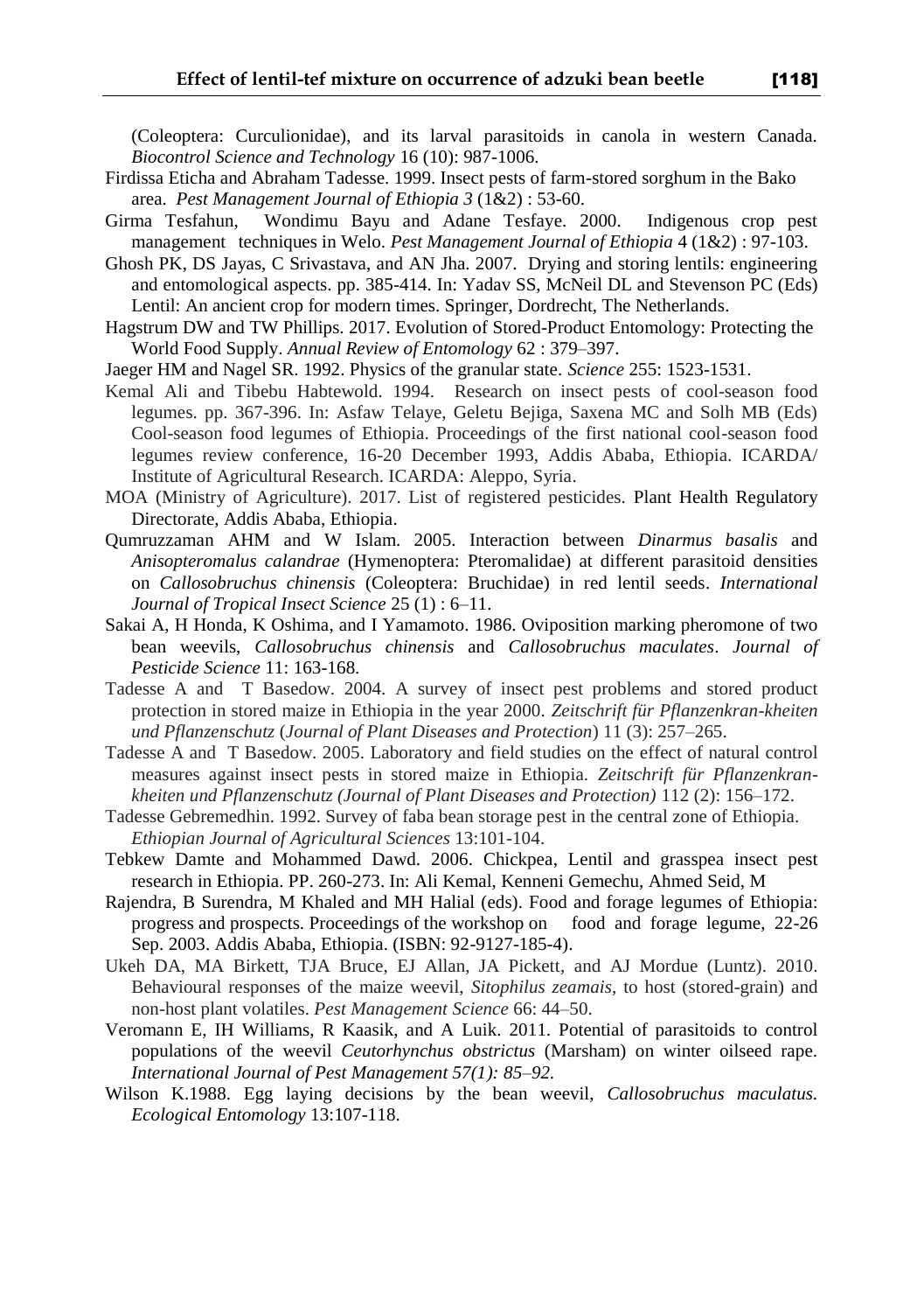(Coleoptera: Curculionidae), and its larval parasitoids in canola in western Canada. *Biocontrol Science and Technology* 16 (10): 987-1006.

Firdissa Eticha and Abraham Tadesse. 1999. Insect pests of farm-stored sorghum in the Bako area. *Pest Management Journal of Ethiopia 3* (1&2) : 53-60.

Girma Tesfahun, Wondimu Bayu and Adane Tesfaye. 2000. Indigenous crop pest management techniques in Welo. *Pest Management Journal of Ethiopia* 4 (1&2) : 97-103.

Ghosh PK, DS Jayas, C Srivastava, and AN Jha. 2007. Drying and storing lentils: engineering and entomological aspects. pp. 385-414. In: Yadav SS, McNeil DL and Stevenson PC (Eds) Lentil: An ancient crop for modern times. Springer, Dordrecht, The Netherlands.

Hagstrum DW and TW Phillips. 2017. Evolution of Stored-Product Entomology: Protecting the World Food Supply. *Annual Review of Entomology* 62 : 379–397.

Jaeger HM and Nagel SR. 1992. Physics of the granular state. *Science* 255: 1523-1531.

Kemal Ali and Tibebu Habtewold. 1994. Research on insect pests of cool-season food legumes. pp. 367-396. In: Asfaw Telaye, Geletu Bejiga, Saxena MC and Solh MB (Eds) Cool-season food legumes of Ethiopia. Proceedings of the first national cool-season food legumes review conference, 16-20 December 1993, Addis Ababa, Ethiopia. ICARDA/ Institute of Agricultural Research. ICARDA: Aleppo, Syria.

MOA (Ministry of Agriculture). 2017. List of registered pesticides. Plant Health Regulatory Directorate, Addis Ababa, Ethiopia.

Qumruzzaman AHM and W Islam. 2005. Interaction between *Dinarmus basalis* and *Anisopteromalus calandrae* (Hymenoptera: Pteromalidae) at different parasitoid densities on *Callosobruchus chinensis* (Coleoptera: Bruchidae) in red lentil seeds. *International Journal of Tropical Insect Science* 25 (1) : 6–11.

Sakai A, H Honda, K Oshima, and I Yamamoto. 1986. Oviposition marking pheromone of two bean weevils, *Callosobruchus chinensis* and *Callosobruchus maculates*. *Journal of Pesticide Science* 11: 163-168.

Tadesse A and T Basedow. 2004. A survey of insect pest problems and stored product protection in stored maize in Ethiopia in the year 2000. *Zeitschrift für Pflanzenkran-kheiten und Pflanzenschutz* (*Journal of Plant Diseases and Protection*) 11 (3): 257–265.

Tadesse A and T Basedow. 2005. Laboratory and field studies on the effect of natural control measures against insect pests in stored maize in Ethiopia. *Zeitschrift für Pflanzenkran-kheiten und Pflanzenschutz (Journal of Plant Diseases and Protection)* 112 (2): 156–172.

Tadesse Gebremedhin. 1992. Survey of faba bean storage pest in the central zone of Ethiopia. *Ethiopian Journal of Agricultural Sciences* 13:101-104.

Tebkew Damte and Mohammed Dawd. 2006. Chickpea, Lentil and grasspea insect pest research in Ethiopia. PP. 260-273. In: Ali Kemal, Kenneni Gemechu, Ahmed Seid, M Rajendra, B Surendra, M Khaled and MH Halial (eds). Food and forage legumes of Ethiopia: progress and prospects. Proceedings of the workshop on food and forage legume, 22-26 Sep. 2003. Addis Ababa, Ethiopia. (ISBN: 92-9127-185-4).

Ukeh DA, MA Birkett, TJA Bruce, EJ Allan, JA Pickett, and AJ Mordue (Luntz). 2010. Behavioural responses of the maize weevil, *Sitophilus zeamais*, to host (stored-grain) and non-host plant volatiles. *Pest Management Science* 66: 44–50.

Veromann E, IH Williams, R Kaasik, and A Luik. 2011. Potential of parasitoids to control populations of the weevil *Ceutorhynchus obstrictus* (Marsham) on winter oilseed rape. *International Journal of Pest Management 57(1): 85–92.*

Wilson K.1988. Egg laying decisions by the bean weevil, *Callosobruchus maculatus. Ecological Entomology* 13:107-118.